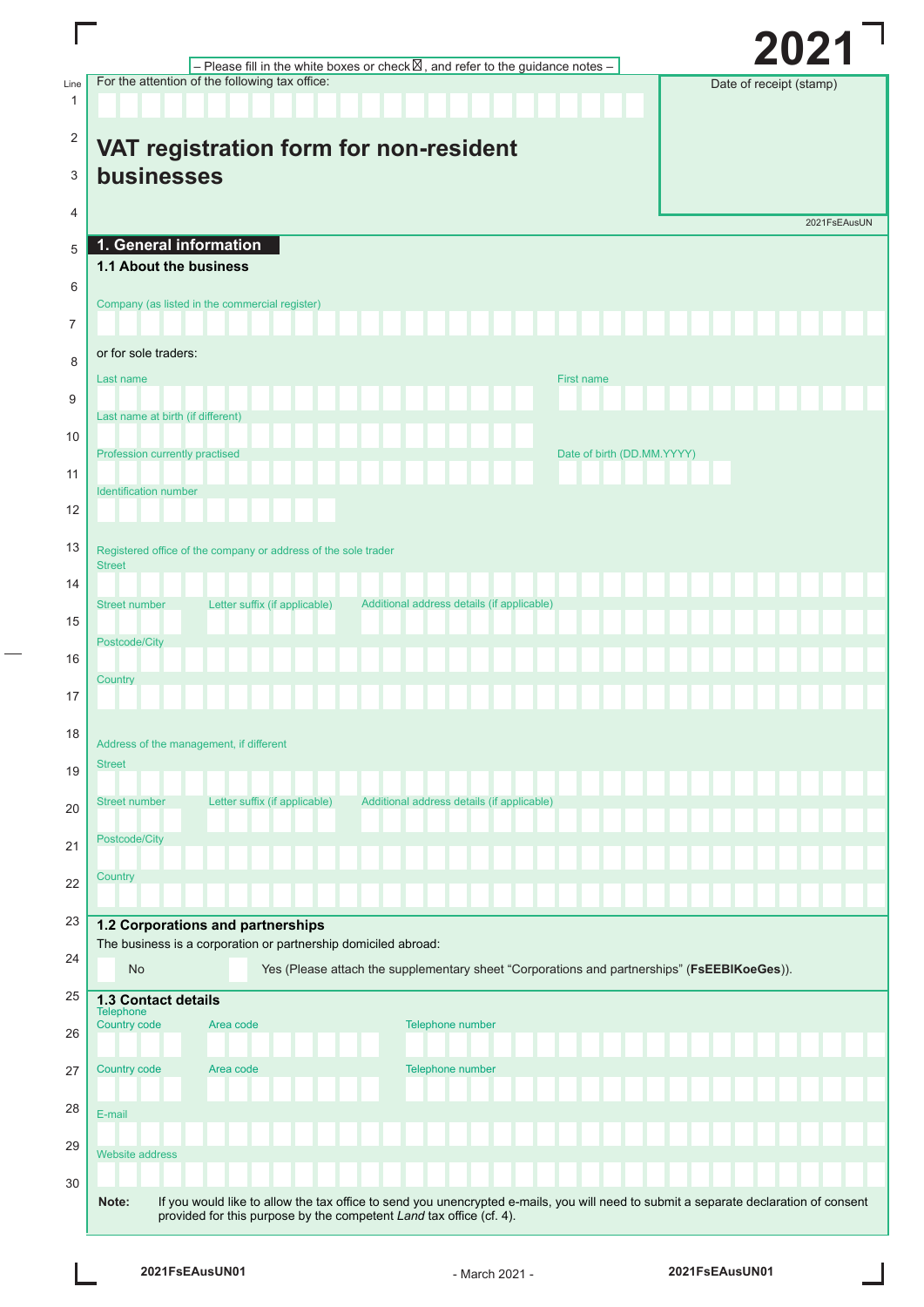– Please fill in the white boxes or check ☒, and refer to the guidance notes –

**2021**

For the attention of the following tax office:

Date of receipt (stamp)

# VAT registration form for non-resident businesses

2021FsEAusUN

## 1. General information

### 1.1 About the business

Company (as listed in the commercial register)

or for sole traders:

Last name | First name

Last name at birth (if different)

Profession currently practised | Date of birth (DD.MM.YYYY)

Identification number

Registered office of the company or address of the sole trader

Street

Street number | Letter suffix (if applicable) | Additional address details (if applicable)

Postcode/City

Country

Address of the management, if different

Street

Street number | Letter suffix (if applicable) | Additional address details (if applicable)

Postcode/City

Country

### 1.2 Corporations and partnerships

The business is a corporation or partnership domiciled abroad:

☐ No ☐ Yes (Please attach the supplementary sheet "Corporations and partnerships" (**FsEEBlKoeGes**)).

### 1.3 Contact details

Telephone

Country code | Area code | Telephone number

Country code | Area code | Telephone number

E-mail

Website address

**Note:** If you would like to allow the tax office to send you unencrypted e-mails, you will need to submit a separate declaration of consent provided for this purpose by the competent *Land* tax office (cf. 4).

2021FsEAusUN01 - March 2021 - 2021FsEAusUN01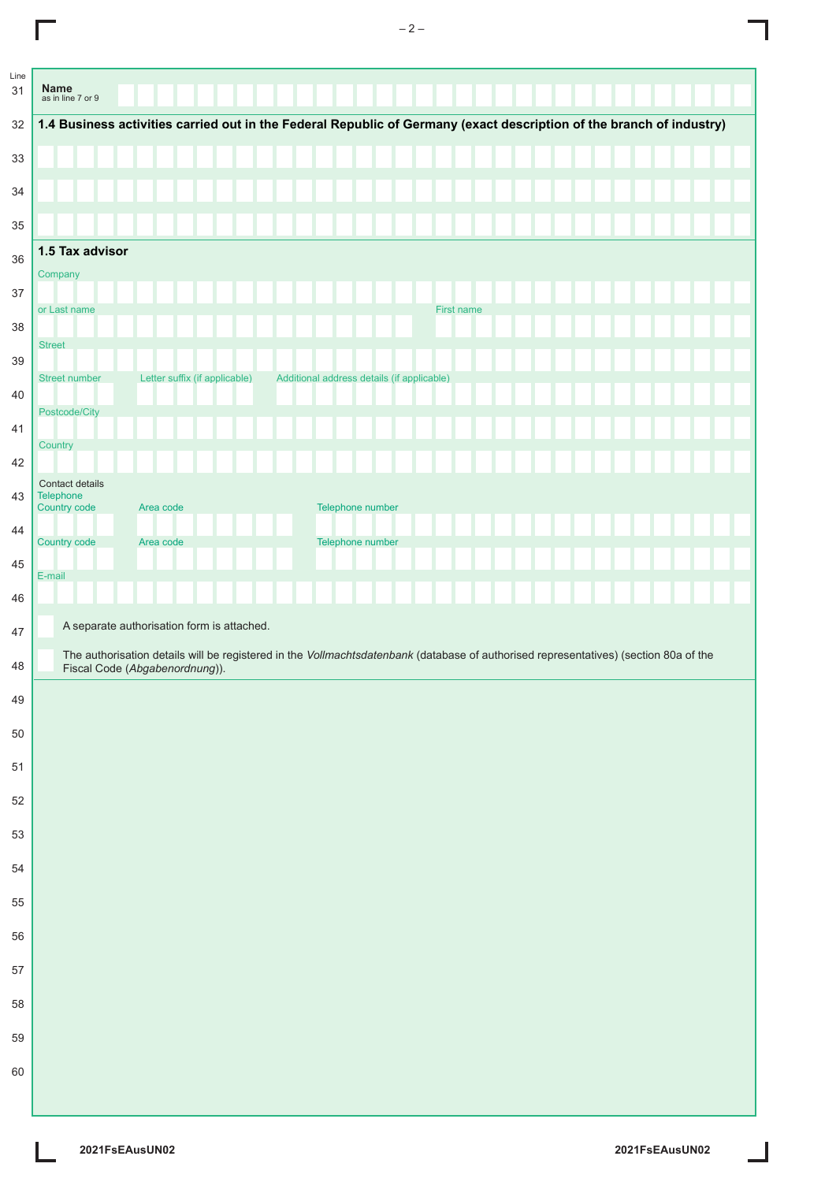Line

31 **Name** as in line 7 or 9

32 **1.4 Business activities carried out in the Federal Republic of Germany (exact description of the branch of industry)**

33

34

35

36 **1.5 Tax advisor**

Company

37

or Last name | First name

38

Street

39

Street number | Letter suffix (if applicable) | Additional address details (if applicable)

40

Postcode/City

41

Country

42

Contact details

43 Telephone

Country code | Area code | Telephone number

44

Country code | Area code | Telephone number

45

E-mail

46

47 ☐ A separate authorisation form is attached.

48 ☐ The authorisation details will be registered in the *Vollmachtsdatenbank* (database of authorised representatives) (section 80a of the Fiscal Code (*Abgabenordnung*)).

49

50

51

52

53

54

55

56

57

58

59

60

2021FsEAusUN02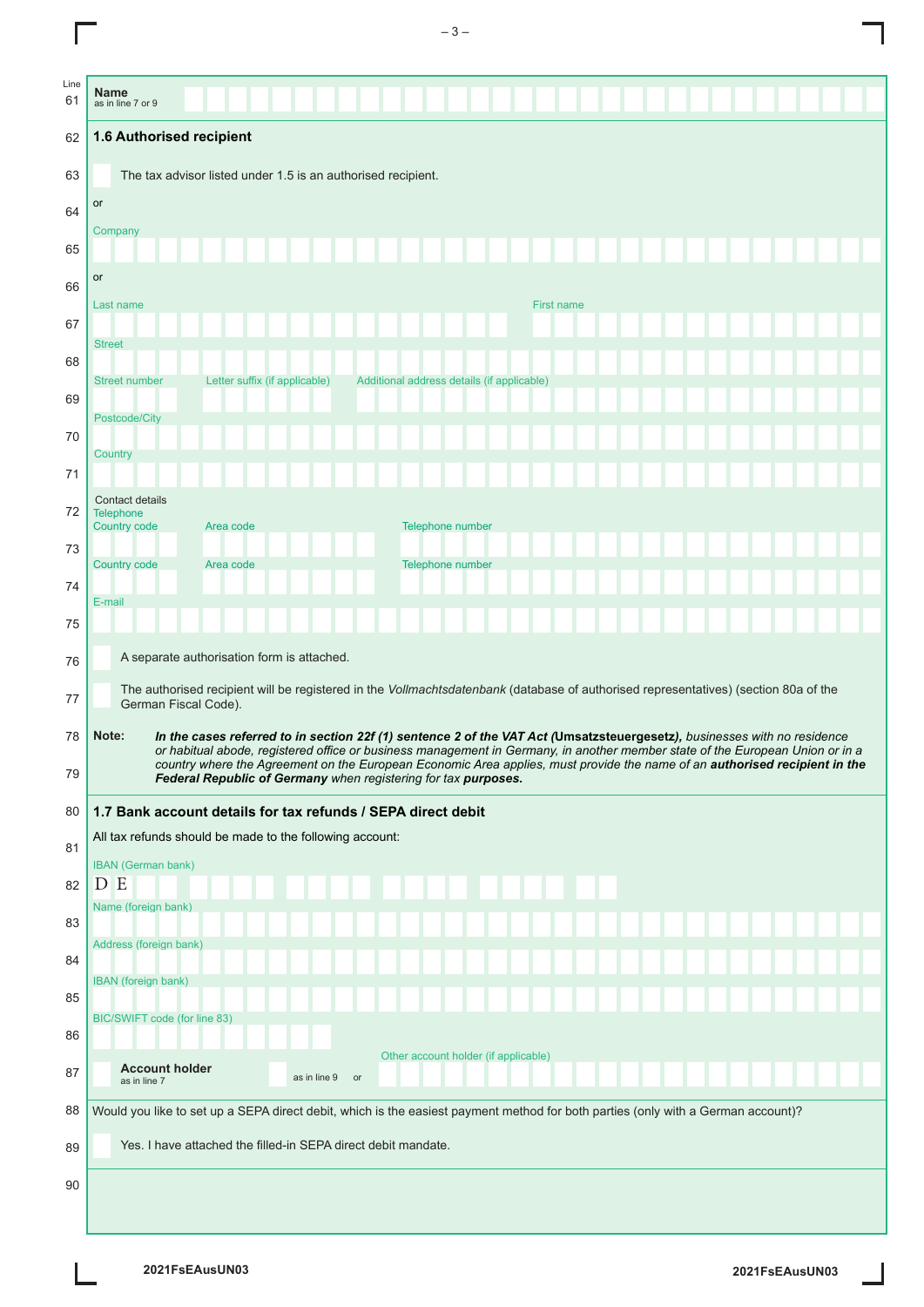Line 61 **Name** as in line 7 or 9

62 **1.6 Authorised recipient**

63 ☐ The tax advisor listed under 1.5 is an authorised recipient.

64 or

65 Company

66 or

67 Last name | First name

68 Street

69 Street number | Letter suffix (if applicable) | Additional address details (if applicable)

70 Postcode/City

71 Country

72 Contact details
Telephone

73 Country code | Area code | Telephone number

74 Country code | Area code | Telephone number

75 E-mail

76 ☐ A separate authorisation form is attached.

77 ☐ The authorised recipient will be registered in the *Vollmachtsdatenbank* (database of authorised representatives) (section 80a of the German Fiscal Code).

78–79 **Note:** ***In the cases referred to in section 22f (1) sentence 2 of the VAT Act (Umsatzsteuergesetz),** businesses with no residence or habitual abode, registered office or business management in Germany, in another member state of the European Union or in a country where the Agreement on the European Economic Area applies, must provide the name of an **authorised recipient in the Federal Republic of Germany** when registering for tax **purposes.***

80 **1.7 Bank account details for tax refunds / SEPA direct debit**

81 All tax refunds should be made to the following account:

82 IBAN (German bank)
D E

83 Name (foreign bank)

84 Address (foreign bank)

85 IBAN (foreign bank)

86 BIC/SWIFT code (for line 83)

87 ☐ **Account holder** as in line 7 ☐ as in line 9 or Other account holder (if applicable)

88 Would you like to set up a SEPA direct debit, which is the easiest payment method for both parties (only with a German account)?

89 ☐ Yes. I have attached the filled-in SEPA direct debit mandate.

90

2021FsEAusUN03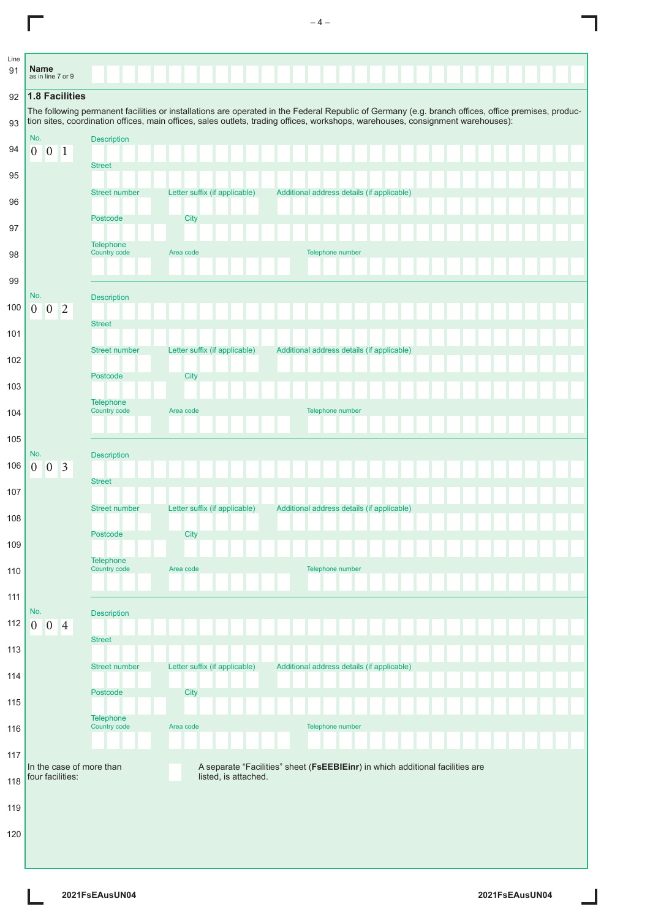Line 91 **Name** as in line 7 or 9

## 1.8 Facilities

The following permanent facilities or installations are operated in the Federal Republic of Germany (e.g. branch offices, office premises, production sites, coordination offices, main offices, sales outlets, trading offices, workshops, warehouses, consignment warehouses):

**No. 001**

Description

Street

Street number | Letter suffix (if applicable) | Additional address details (if applicable)

Postcode | City

Telephone: Country code | Area code | Telephone number

**No. 002**

Description

Street

Street number | Letter suffix (if applicable) | Additional address details (if applicable)

Postcode | City

Telephone: Country code | Area code | Telephone number

**No. 003**

Description

Street

Street number | Letter suffix (if applicable) | Additional address details (if applicable)

Postcode | City

Telephone: Country code | Area code | Telephone number

**No. 004**

Description

Street

Street number | Letter suffix (if applicable) | Additional address details (if applicable)

Postcode | City

Telephone: Country code | Area code | Telephone number

In the case of more than four facilities:

☐ A separate “Facilities” sheet (**FsEEBlEinr**) in which additional facilities are listed, is attached.

2021FsEAusUN04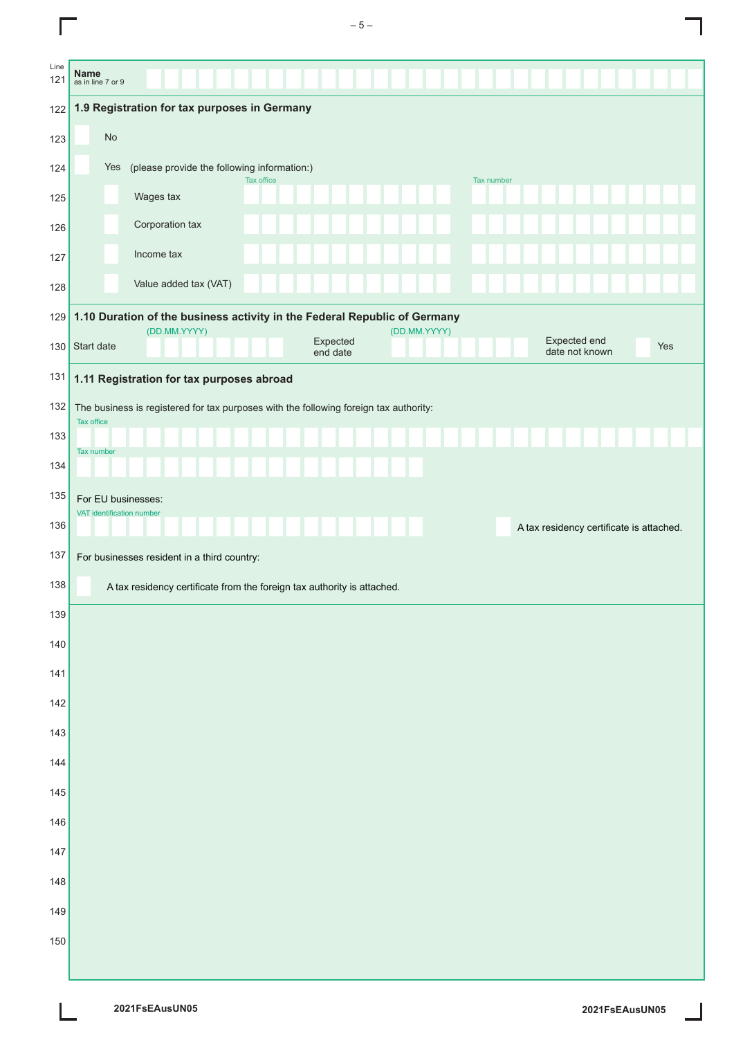| Line | |
|---|---|
| 121 | **Name** as in line 7 or 9 |

## 1.9 Registration for tax purposes in Germany

| Line | | | Tax office | Tax number |
|---|---|---|---|---|
| 123 | ☐ No | | | |
| 124 | ☐ Yes (please provide the following information:) | | | |
| 125 | | ☐ Wages tax | | |
| 126 | | ☐ Corporation tax | | |
| 127 | | ☐ Income tax | | |
| 128 | | ☐ Value added tax (VAT) | | |

## 1.10 Duration of the business activity in the Federal Republic of Germany

| Line | | | | |
|---|---|---|---|---|
| 130 | Start date (DD.MM.YYYY) | Expected end date (DD.MM.YYYY) | Expected end date not known | ☐ Yes |

## 1.11 Registration for tax purposes abroad

| Line | |
|---|---|
| 132 | The business is registered for tax purposes with the following foreign tax authority: |
| 133 | Tax office |
| 134 | Tax number |
| 135 | For EU businesses: |
| 136 | VAT identification number ☐ A tax residency certificate is attached. |
| 137 | For businesses resident in a third country: |
| 138 | ☐ A tax residency certificate from the foreign tax authority is attached. |

2021FsEAusUN05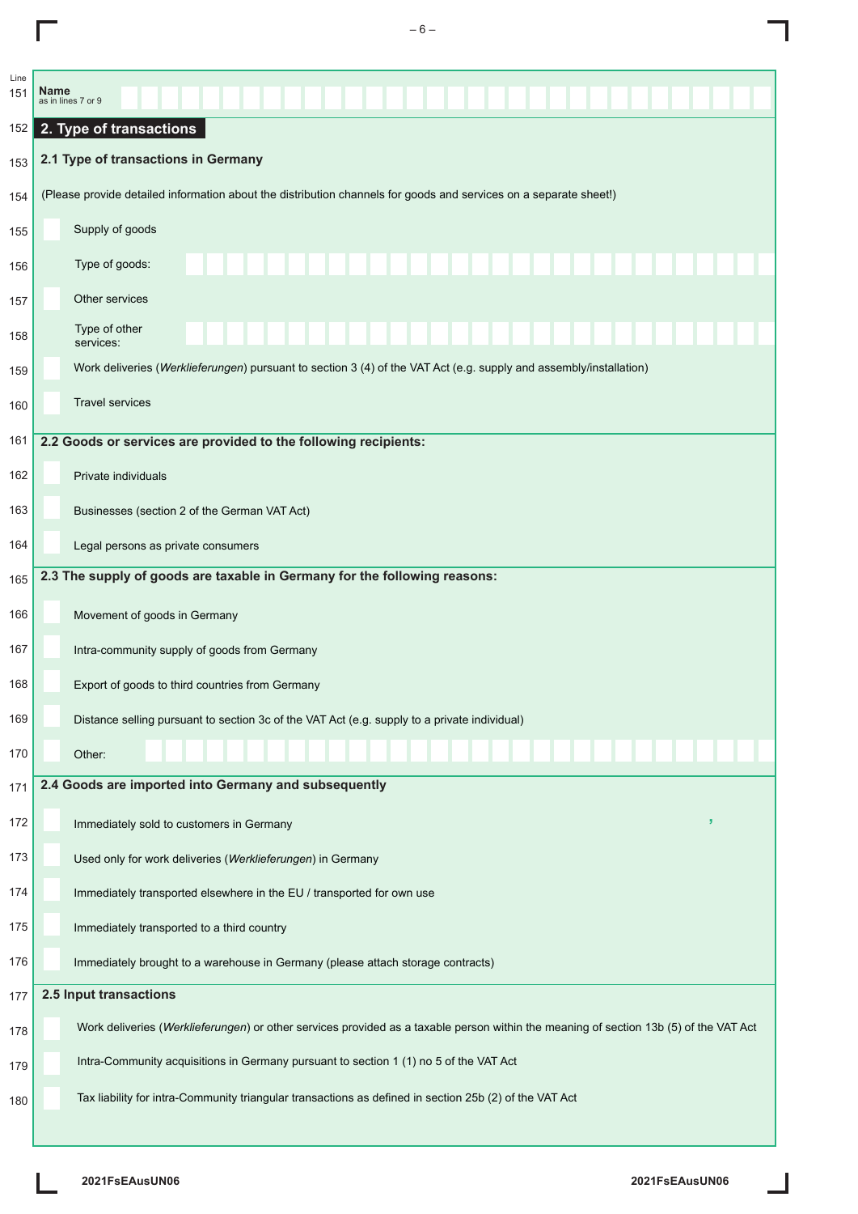Line 151 **Name** as in lines 7 or 9

## 2. Type of transactions

### 2.1 Type of transactions in Germany

(Please provide detailed information about the distribution channels for goods and services on a separate sheet!)

- [ ] Supply of goods
  - Type of goods:
- [ ] Other services
  - Type of other services:
- [ ] Work deliveries (*Werklieferungen*) pursuant to section 3 (4) of the VAT Act (e.g. supply and assembly/installation)
- [ ] Travel services

### 2.2 Goods or services are provided to the following recipients:

- [ ] Private individuals
- [ ] Businesses (section 2 of the German VAT Act)
- [ ] Legal persons as private consumers

### 2.3 The supply of goods are taxable in Germany for the following reasons:

- [ ] Movement of goods in Germany
- [ ] Intra-community supply of goods from Germany
- [ ] Export of goods to third countries from Germany
- [ ] Distance selling pursuant to section 3c of the VAT Act (e.g. supply to a private individual)
- [ ] Other:

### 2.4 Goods are imported into Germany and subsequently

- [ ] Immediately sold to customers in Germany
- [ ] Used only for work deliveries (*Werklieferungen*) in Germany
- [ ] Immediately transported elsewhere in the EU / transported for own use
- [ ] Immediately transported to a third country
- [ ] Immediately brought to a warehouse in Germany (please attach storage contracts)

### 2.5 Input transactions

- [ ] Work deliveries (*Werklieferungen*) or other services provided as a taxable person within the meaning of section 13b (5) of the VAT Act
- [ ] Intra-Community acquisitions in Germany pursuant to section 1 (1) no 5 of the VAT Act
- [ ] Tax liability for intra-Community triangular transactions as defined in section 25b (2) of the VAT Act

2021FsEAusUN06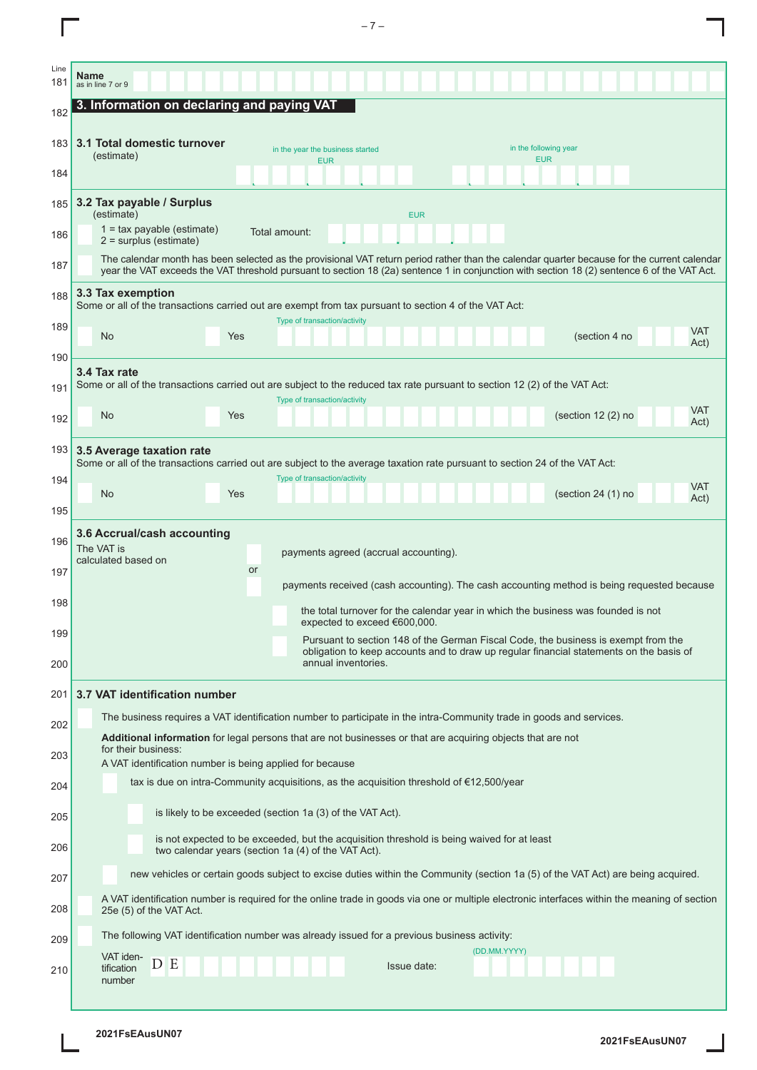Line 181 **Name** as in line 7 or 9

## 3. Information on declaring and paying VAT

### 3.1 Total domestic turnover
(estimate)

| | in the year the business started EUR | in the following year EUR |
|---|---|---|
| | | |

### 3.2 Tax payable / Surplus
(estimate)

1 = tax payable (estimate)
2 = surplus (estimate)

Total amount: EUR

The calendar month has been selected as the provisional VAT return period rather than the calendar quarter because for the current calendar year the VAT exceeds the VAT threshold pursuant to section 18 (2a) sentence 1 in conjunction with section 18 (2) sentence 6 of the VAT Act.

### 3.3 Tax exemption
Some or all of the transactions carried out are exempt from tax pursuant to section 4 of the VAT Act:

No   Yes   Type of transaction/activity   (section 4 no   VAT Act)

### 3.4 Tax rate
Some or all of the transactions carried out are subject to the reduced tax rate pursuant to section 12 (2) of the VAT Act:

No   Yes   Type of transaction/activity   (section 12 (2) no   VAT Act)

### 3.5 Average taxation rate
Some or all of the transactions carried out are subject to the average taxation rate pursuant to section 24 of the VAT Act:

No   Yes   Type of transaction/activity   (section 24 (1) no   VAT Act)

### 3.6 Accrual/cash accounting
The VAT is calculated based on

- payments agreed (accrual accounting).

or

- payments received (cash accounting). The cash accounting method is being requested because
  - the total turnover for the calendar year in which the business was founded is not expected to exceed €600,000.
  - Pursuant to section 148 of the German Fiscal Code, the business is exempt from the obligation to keep accounts and to draw up regular financial statements on the basis of annual inventories.

### 3.7 VAT identification number

- The business requires a VAT identification number to participate in the intra-Community trade in goods and services.

**Additional information** for legal persons that are not businesses or that are acquiring objects that are not for their business:
A VAT identification number is being applied for because

- tax is due on intra-Community acquisitions, as the acquisition threshold of €12,500/year
  - is likely to be exceeded (section 1a (3) of the VAT Act).
  - is not expected to be exceeded, but the acquisition threshold is being waived for at least two calendar years (section 1a (4) of the VAT Act).
- new vehicles or certain goods subject to excise duties within the Community (section 1a (5) of the VAT Act) are being acquired.

- A VAT identification number is required for the online trade in goods via one or multiple electronic interfaces within the meaning of section 25e (5) of the VAT Act.

- The following VAT identification number was already issued for a previous business activity:

VAT identification number D E   Issue date: (DD.MM.YYYY)

2021FsEAusUN07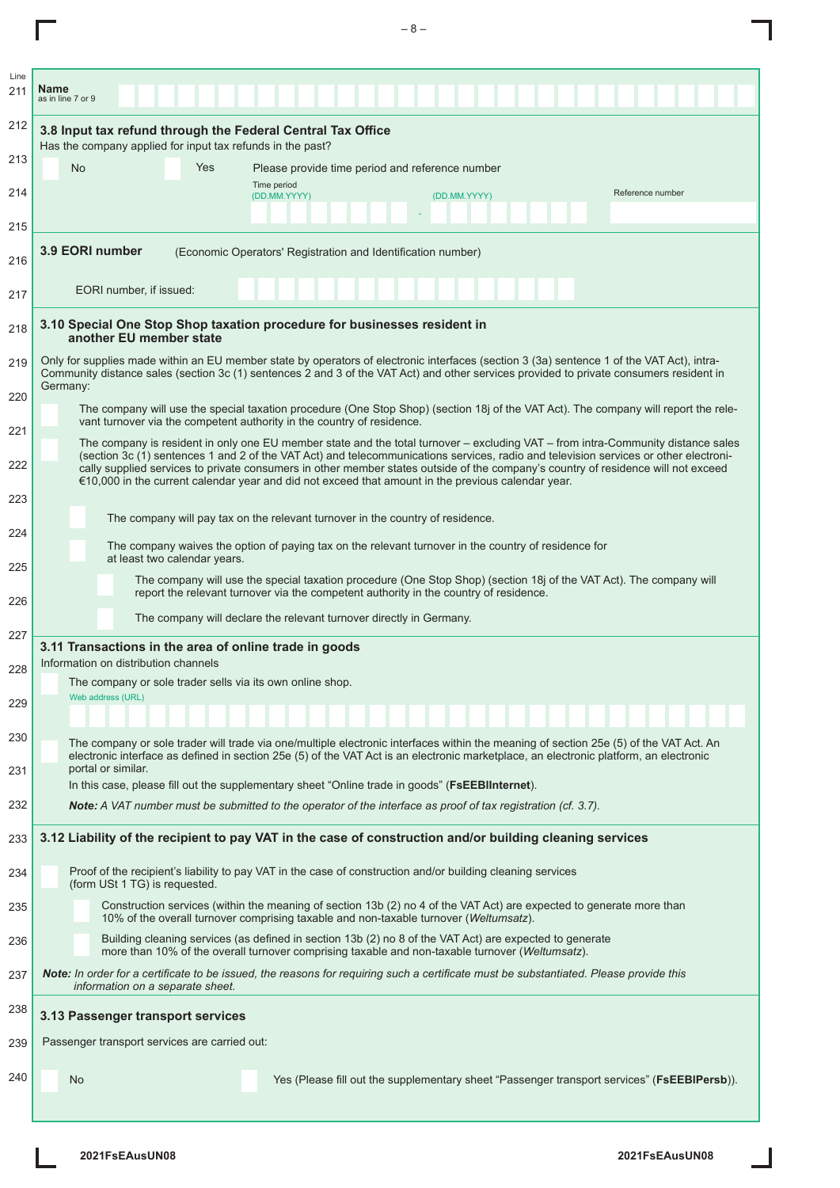Line 211 **Name** as in line 7 or 9

212 **3.8 Input tax refund through the Federal Central Tax Office**

Has the company applied for input tax refunds in the past?

213 ☐ No ☐ Yes Please provide time period and reference number

214 Time period (DD.MM.YYYY) - (DD.MM.YYYY) Reference number

215

216 **3.9 EORI number** (Economic Operators' Registration and Identification number)

217 EORI number, if issued:

218 **3.10 Special One Stop Shop taxation procedure for businesses resident in another EU member state**

219 Only for supplies made within an EU member state by operators of electronic interfaces (section 3 (3a) sentence 1 of the VAT Act), intra-Community distance sales (section 3c (1) sentences 2 and 3 of the VAT Act) and other services provided to private consumers resident in Germany:

220 ☐ The company will use the special taxation procedure (One Stop Shop) (section 18j of the VAT Act). The company will report the relevant turnover via the competent authority in the country of residence.

221–222 ☐ The company is resident in only one EU member state and the total turnover – excluding VAT – from intra-Community distance sales (section 3c (1) sentences 1 and 2 of the VAT Act) and telecommunications services, radio and television services or other electronically supplied services to private consumers in other member states outside of the company's country of residence will not exceed €10,000 in the current calendar year and did not exceed that amount in the previous calendar year.

223 ☐ The company will pay tax on the relevant turnover in the country of residence.

224 ☐ The company waives the option of paying tax on the relevant turnover in the country of residence for at least two calendar years.

225 ☐ The company will use the special taxation procedure (One Stop Shop) (section 18j of the VAT Act). The company will report the relevant turnover via the competent authority in the country of residence.

226 ☐ The company will declare the relevant turnover directly in Germany.

227 **3.11 Transactions in the area of online trade in goods**

Information on distribution channels

228 ☐ The company or sole trader sells via its own online shop.

229 Web address (URL)

230–231 ☐ The company or sole trader will trade via one/multiple electronic interfaces within the meaning of section 25e (5) of the VAT Act. An electronic interface as defined in section 25e (5) of the VAT Act is an electronic marketplace, an electronic platform, an electronic portal or similar.

In this case, please fill out the supplementary sheet "Online trade in goods" (**FsEEBlInternet**).

232 ***Note:** A VAT number must be submitted to the operator of the interface as proof of tax registration (cf. 3.7).*

233 **3.12 Liability of the recipient to pay VAT in the case of construction and/or building cleaning services**

234 ☐ Proof of the recipient's liability to pay VAT in the case of construction and/or building cleaning services (form USt 1 TG) is requested.

235 ☐ Construction services (within the meaning of section 13b (2) no 4 of the VAT Act) are expected to generate more than 10% of the overall turnover comprising taxable and non-taxable turnover (*Weltumsatz*).

236 ☐ Building cleaning services (as defined in section 13b (2) no 8 of the VAT Act) are expected to generate more than 10% of the overall turnover comprising taxable and non-taxable turnover (*Weltumsatz*).

237 ***Note:** In order for a certificate to be issued, the reasons for requiring such a certificate must be substantiated. Please provide this information on a separate sheet.*

238 **3.13 Passenger transport services**

239 Passenger transport services are carried out:

240 ☐ No ☐ Yes (Please fill out the supplementary sheet "Passenger transport services" (**FsEEBlPersb**)).

2021FsEAusUN08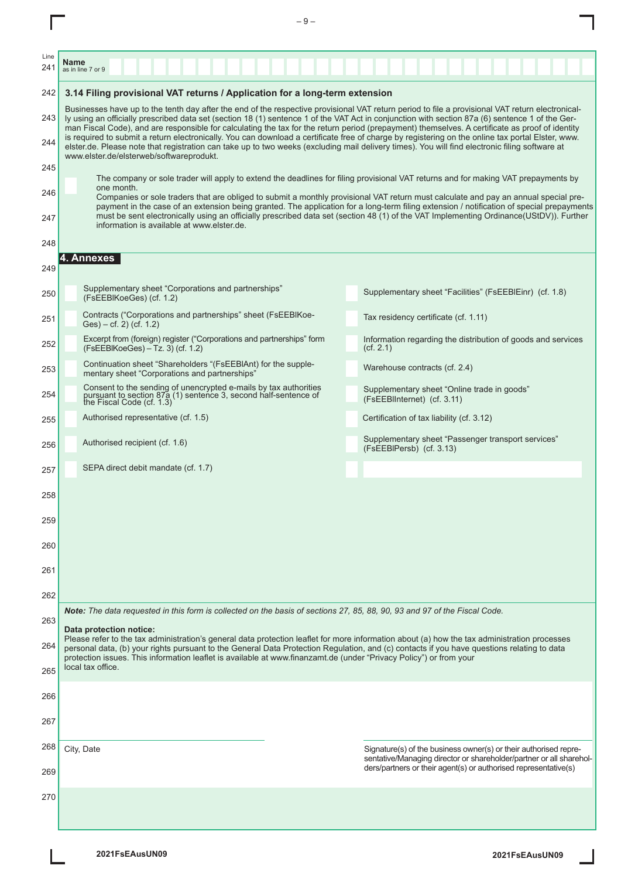Line 241 **Name** as in line 7 or 9

### 3.14 Filing provisional VAT returns / Application for a long-term extension

Businesses have up to the tenth day after the end of the respective provisional VAT return period to file a provisional VAT return electronically using an officially prescribed data set (section 18 (1) sentence 1 of the VAT Act in conjunction with section 87a (6) sentence 1 of the German Fiscal Code), and are responsible for calculating the tax for the return period (prepayment) themselves. A certificate as proof of identity is required to submit a return electronically. You can download a certificate free of charge by registering on the online tax portal Elster, www.elster.de. Please note that registration can take up to two weeks (excluding mail delivery times). You will find electronic filing software at www.elster.de/elsterweb/softwareprodukt.

- [ ] The company or sole trader will apply to extend the deadlines for filing provisional VAT returns and for making VAT prepayments by one month.
Companies or sole traders that are obliged to submit a monthly provisional VAT return must calculate and pay an annual special prepayment in the case of an extension being granted. The application for a long-term filing extension / notification of special prepayments must be sent electronically using an officially prescribed data set (section 48 (1) of the VAT Implementing Ordinance(UStDV)). Further information is available at www.elster.de.

## 4. Annexes

- [ ] Supplementary sheet "Corporations and partnerships" (FsEEBlKoeGes) (cf. 1.2)
- [ ] Contracts ("Corporations and partnerships" sheet (FsEEBlKoeGes) – cf. 2) (cf. 1.2)
- [ ] Excerpt from (foreign) register ("Corporations and partnerships" form (FsEEBlKoeGes) – Tz. 3) (cf. 1.2)
- [ ] Continuation sheet "Shareholders "(FsEEBlAnt) for the supplementary sheet "Corporations and partnerships"
- [ ] Consent to the sending of unencrypted e-mails by tax authorities pursuant to section 87a (1) sentence 3, second half-sentence of the Fiscal Code (cf. 1.3)
- [ ] Authorised representative (cf. 1.5)
- [ ] Authorised recipient (cf. 1.6)
- [ ] SEPA direct debit mandate (cf. 1.7)
- [ ] Supplementary sheet "Facilities" (FsEEBlEinr) (cf. 1.8)
- [ ] Tax residency certificate (cf. 1.11)
- [ ] Information regarding the distribution of goods and services (cf. 2.1)
- [ ] Warehouse contracts (cf. 2.4)
- [ ] Supplementary sheet "Online trade in goods" (FsEEBlInternet) (cf. 3.11)
- [ ] Certification of tax liability (cf. 3.12)
- [ ] Supplementary sheet "Passenger transport services" (FsEEBlPersb) (cf. 3.13)
- [ ] 

***Note:*** *The data requested in this form is collected on the basis of sections 27, 85, 88, 90, 93 and 97 of the Fiscal Code.*

**Data protection notice:**
Please refer to the tax administration's general data protection leaflet for more information about (a) how the tax administration processes personal data, (b) your rights pursuant to the General Data Protection Regulation, and (c) contacts if you have questions relating to data protection issues. This information leaflet is available at www.finanzamt.de (under "Privacy Policy") or from your local tax office.

City, Date

Signature(s) of the business owner(s) or their authorised representative/Managing director or shareholder/partner or all shareholders/partners or their agent(s) or authorised representative(s)

2021FsEAusUN09